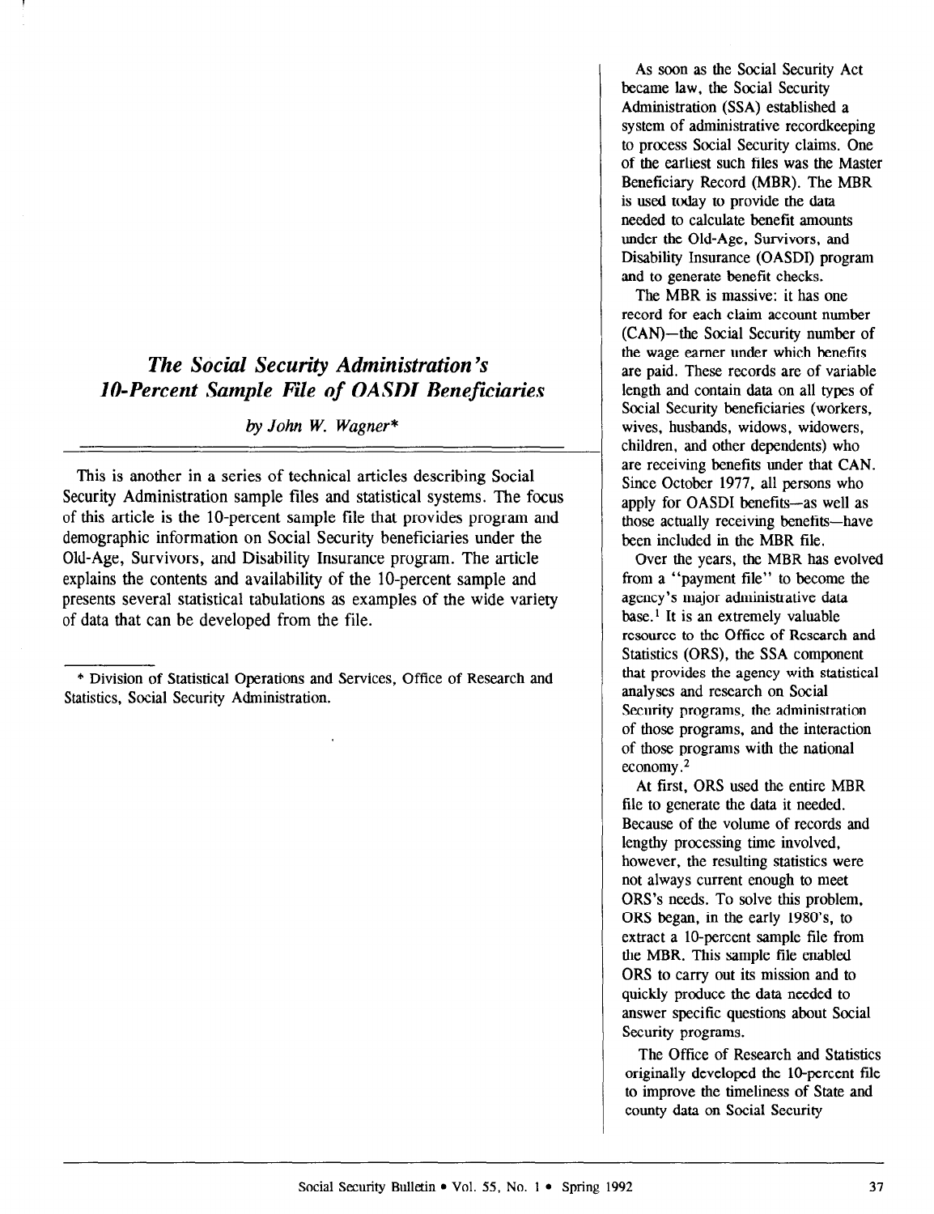# *The Social Security Administration's 10-Percent Sample File of OASDI Beneficiaries*

*by John W. Wagner**

This is another in a series of technical articles describing Social Security Administration sample files and statistical systems. The focus of this article is the 10-percent sample file that provides program and demographic information on Social Security beneficiaries under the Old-Age, Survivors, and Disability Insurance program. The article explains the contents and availability of the 10-percent sample and presents several statistical tabulations as examples of the wide variety of data that can be developed from the file.

\* Division of Statistical Operations and Services, Office of Research and Statistics, Social Security Administration.

As soon as the Social Security Act became law, the Social Security Administration (SSA) established a system of administrative recordkeeping to process Social Security claims. One of the earliest such files was the Master Beneficiary Record (MBR). The MBR is used today to provide the data needed to calculate benefit amounts under the Old-Age, Survivors, and Disability Insurance (OASDI) program and to generate benefit checks.

The MBR is massive: it has one record for each claim account number (CAN)—the Social Security number of the wage earner under which benefits are paid. These records are of variable length and contain data on all types of Social Security beneficiaries (workers, wives, husbands, widows, widowers, children, and other dependents) who are receiving benefits under that CAN. Since October 1977, all persons who apply for OASDI benefits—as well as those actually receiving benefits—have been included in the MBR file.

Over the years, the MBR has evolved from a "payment file" to become the agency's major administrative data base.[1] It is an extremely valuable resource to the Office of Research and Statistics (ORS), the SSA component that provides the agency with statistical analyses and research on Social Security programs, the administration of those programs, and the interaction of those programs with the national economy.[2]

At first, ORS used the entire MBR file to generate the data it needed. Because of the volume of records and lengthy processing time involved, however, the resulting statistics were not always current enough to meet ORS's needs. To solve this problem, ORS began, in the early 1980's, to extract a 10-percent sample file from the MBR. This sample file enabled ORS to carry out its mission and to quickly produce the data needed to answer specific questions about Social Security programs.

The Office of Research and Statistics originally developed the 10-percent file to improve the timeliness of State and county data on Social Security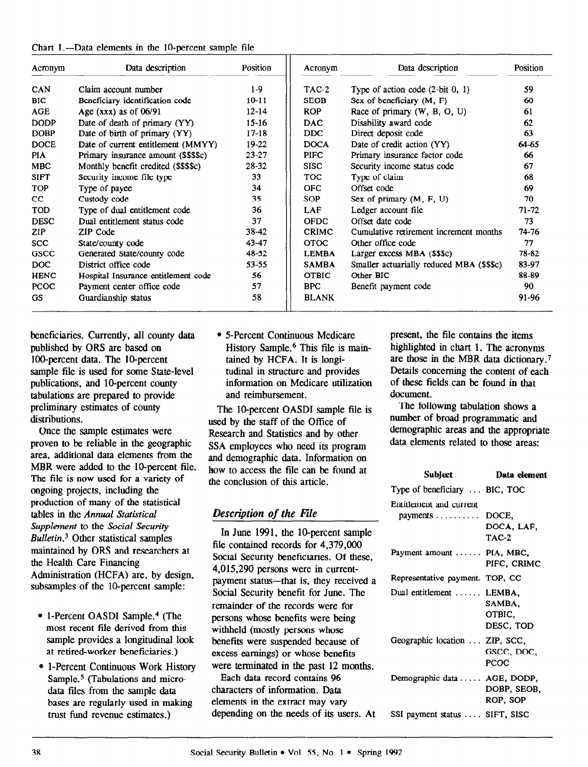Chart 1.—Data elements in the 10-percent sample file

| Acronym | Data description | Position | Acronym | Data description | Position |
|---|---|---|---|---|---|
| CAN | Claim account number | 1-9 | TAC-2 | Type of action code (2-bit 0, 1) | 59 |
| BIC | Beneficiary identification code | 10-11 | SEOB | Sex of beneficiary (M, F) | 60 |
| AGE | Age (xxx) as of 06/91 | 12-14 | ROP | Race of primary (W, B, O, U) | 61 |
| DODP | Date of death of primary (YY) | 15-16 | DAC | Disability award code | 62 |
| DOBP | Date of birth of primary (YY) | 17-18 | DDC | Direct deposit code | 63 |
| DOCE | Date of current entitlement (MMYY) | 19-22 | DOCA | Date of credit action (YY) | 64-65 |
| PIA | Primary insurance amount ($$$$c) | 23-27 | PIFC | Primary insurance factor code | 66 |
| MBC | Monthly benefit credited ($$$$c) | 28-32 | SISC | Security income status code | 67 |
| SIFT | Security income file type | 33 | TOC | Type of claim | 68 |
| TOP | Type of payee | 34 | OFC | Offset code | 69 |
| CC | Custody code | 35 | SOP | Sex of primary (M, F, U) | 70 |
| TOD | Type of dual entitlement code | 36 | LAF | Ledger account file | 71-72 |
| DESC | Dual entitlement status code | 37 | OFDC | Offset date code | 73 |
| ZIP | ZIP Code | 38-42 | CRIMC | Cumulative retirement increment months | 74-76 |
| SCC | State/county code | 43-47 | OTOC | Other office code | 77 |
| GSCC | Generated State/county code | 48-52 | LEMBA | Larger excess MBA ($$$c) | 78-82 |
| DOC | District office code | 53-55 | SAMBA | Smaller actuarially reduced MBA ($$$c) | 83-97 |
| HENC | Hospital Insurance entitlement code | 56 | OTBIC | Other BIC | 88-89 |
| PCOC | Payment center office code | 57 | BPC | Benefit payment code | 90 |
| GS | Guardianship status | 58 | BLANK | | 91-96 |

beneficiaries. Currently, all county data published by ORS are based on 100-percent data. The 10-percent sample file is used for some State-level publications, and 10-percent county tabulations are prepared to provide preliminary estimates of county distributions.

Once the sample estimates were proven to be reliable in the geographic area, additional data elements from the MBR were added to the 10-percent file. The file is now used for a variety of ongoing projects, including the production of many of the statistical tables in the *Annual Statistical Supplement* to the *Social Security Bulletin*.[3] Other statistical samples maintained by ORS and researchers at the Health Care Financing Administration (HCFA) are, by design, subsamples of the 10-percent sample:

- 1-Percent OASDI Sample.[4] (The most recent file derived from this sample provides a longitudinal look at retired-worker beneficiaries.)
- 1-Percent Continuous Work History Sample.[5] (Tabulations and microdata files from the sample data bases are regularly used in making trust fund revenue estimates.)
- 5-Percent Continuous Medicare History Sample.[6] This file is maintained by HCFA. It is longitudinal in structure and provides information on Medicare utilization and reimbursement.

The 10-percent OASDI sample file is used by the staff of the Office of Research and Statistics and by other SSA employees who need its program and demographic data. Information on how to access the file can be found at the conclusion of this article.

## *Description of the File*

In June 1991, the 10-percent sample file contained records for 4,379,000 Social Security beneficiaries. Of these, 4,015,290 persons were in current-payment status—that is, they received a Social Security benefit for June. The remainder of the records were for persons whose benefits were being withheld (mostly persons whose benefits were suspended because of excess earnings) or whose benefits were terminated in the past 12 months.

Each data record contains 96 characters of information. Data elements in the extract may vary depending on the needs of its users. At present, the file contains the items highlighted in chart 1. The acronyms are those in the MBR data dictionary.[7] Details concerning the content of each of these fields can be found in that document.

The following tabulation shows a number of broad programmatic and demographic areas and the appropriate data elements related to those areas:

| Subject | Data element |
|---|---|
| Type of beneficiary | BIC, TOC |
| Entitlement and current payments | DOCE, DOCA, LAF, TAC-2 |
| Payment amount | PIA, MBC, PIFC, CRIMC |
| Representative payment | TOP, CC |
| Dual entitlement | LEMBA, SAMBA, OTBIC, DESC, TOD |
| Geographic location | ZIP, SCC, GSCC, DOC, PCOC |
| Demographic data | AGE, DODP, DOBP, SEOB, ROP, SOP |
| SSI payment status | SIFT, SISC |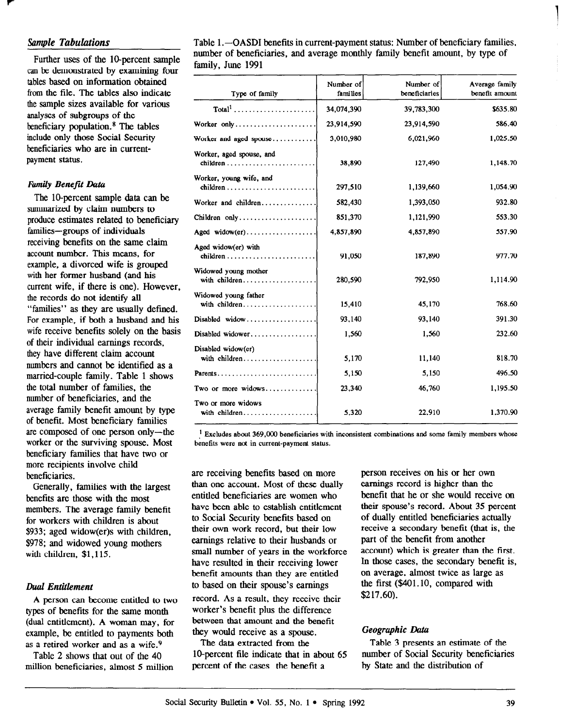### *Sample Tabulations*

Further uses of the 10-percent sample can be demonstrated by examining four tables based on information obtained from the file. The tables also indicate the sample sizes available for various analyses of subgroups of the beneficiary population.[8] The tables include only those Social Security beneficiaries who are in current-payment status.

#### *Family Benefit Data*

The 10-percent sample data can be summarized by claim numbers to produce estimates related to beneficiary families—groups of individuals receiving benefits on the same claim account number. This means, for example, a divorced wife is grouped with her former husband (and his current wife, if there is one). However, the records do not identify all "families" as they are usually defined. For example, if both a husband and his wife receive benefits solely on the basis of their individual earnings records, they have different claim account numbers and cannot be identified as a married-couple family. Table 1 shows the total number of families, the number of beneficiaries, and the average family benefit amount by type of benefit. Most beneficiary families are composed of one person only—the worker or the surviving spouse. Most beneficiary families that have two or more recipients involve child beneficiaries.

Generally, families with the largest benefits are those with the most members. The average family benefit for workers with children is about $933; aged widow(er)s with children, $978; and widowed young mothers with children, $1,115.

Table 1.—OASDI benefits in current-payment status: Number of beneficiary families, number of beneficiaries, and average monthly family benefit amount, by type of family, June 1991

| Type of family | Number of families | Number of beneficiaries | Average family benefit amount |
|---|---|---|---|
| Total[1] | 34,074,390 | 39,783,300 | $635.80 |
| Worker only | 23,914,590 | 23,914,590 | 586.40 |
| Worker and aged spouse | 3,010,980 | 6,021,960 | 1,025.50 |
| Worker, aged spouse, and children | 38,890 | 127,490 | 1,148.70 |
| Worker, young wife, and children | 297,510 | 1,139,660 | 1,054.90 |
| Worker and children | 582,430 | 1,393,050 | 932.80 |
| Children only | 851,370 | 1,121,990 | 553.30 |
| Aged widow(er) | 4,857,890 | 4,857,890 | 557.90 |
| Aged widow(er) with children | 91,050 | 187,890 | 977.70 |
| Widowed young mother with children | 280,590 | 792,950 | 1,114.90 |
| Widowed young father with children | 15,410 | 45,170 | 768.60 |
| Disabled widow | 93,140 | 93,140 | 391.30 |
| Disabled widower | 1,560 | 1,560 | 232.60 |
| Disabled widow(er) with children | 5,170 | 11,140 | 818.70 |
| Parents | 5,150 | 5,150 | 496.50 |
| Two or more widows | 23,340 | 46,760 | 1,195.50 |
| Two or more widows with children | 5,320 | 22,910 | 1,370.90 |

[1] Excludes about 369,000 beneficiaries with inconsistent combinations and some family members whose benefits were not in current-payment status.

#### *Dual Entitlement*

A person can become entitled to two types of benefits for the same month (dual entitlement). A woman may, for example, be entitled to payments both as a retired worker and as a wife.[9]

Table 2 shows that out of the 40 million beneficiaries, almost 5 million are receiving benefits based on more than one account. Most of these dually entitled beneficiaries are women who have been able to establish entitlement to Social Security benefits based on their own work record, but their low earnings relative to their husbands or small number of years in the workforce have resulted in their receiving lower benefit amounts than they are entitled to based on their spouse's earnings record. As a result, they receive their worker's benefit plus the difference between that amount and the benefit they would receive as a spouse.

The data extracted from the 10-percent file indicate that in about 65 percent of the cases the benefit a person receives on his or her own earnings record is higher than the benefit that he or she would receive on their spouse's record. About 35 percent of dually entitled beneficiaries actually receive a secondary benefit (that is, the part of the benefit from another account) which is greater than the first. In those cases, the secondary benefit is, on average, almost twice as large as the first ($401.10, compared with $217.60).

#### *Geographic Data*

Table 3 presents an estimate of the number of Social Security beneficiaries by State and the distribution of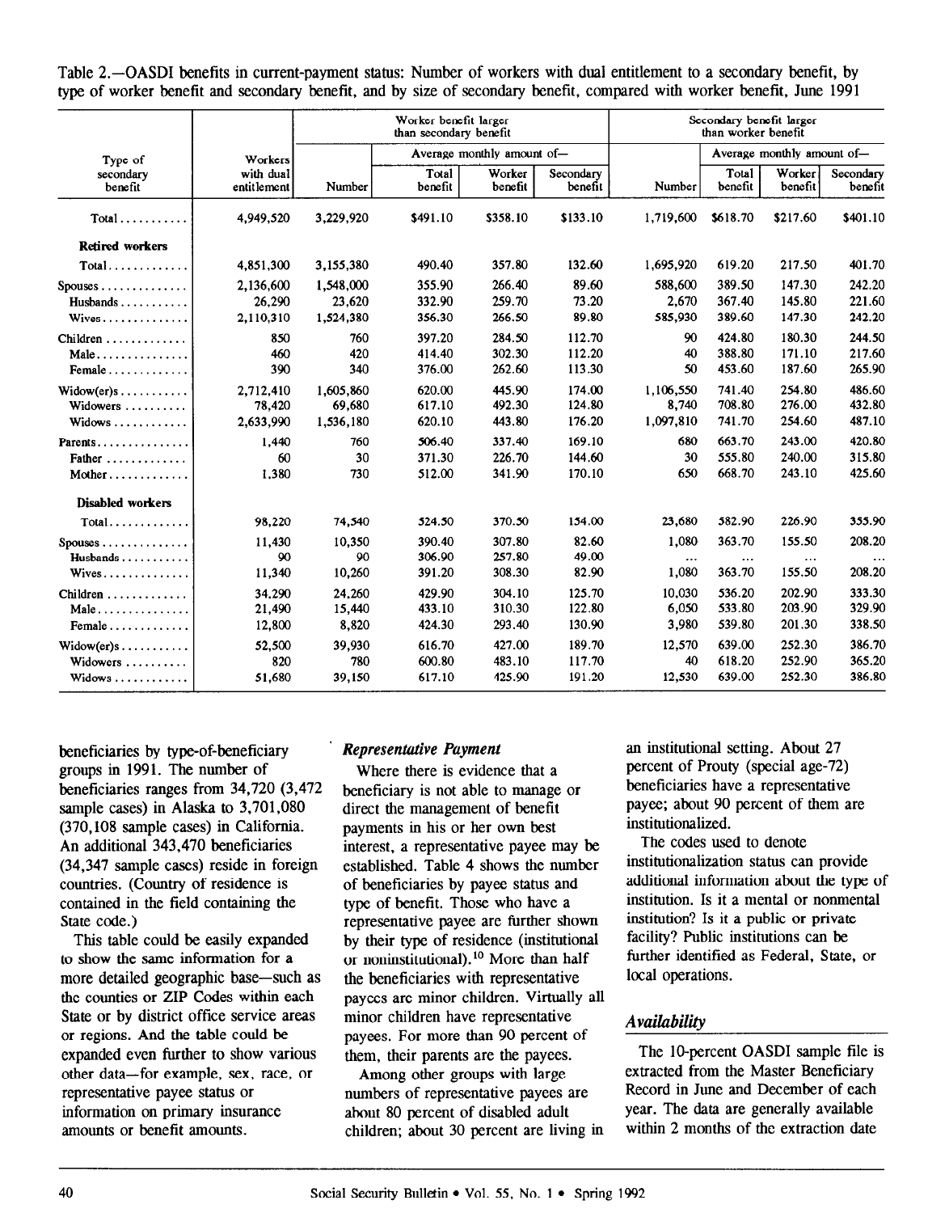Table 2.—OASDI benefits in current-payment status: Number of workers with dual entitlement to a secondary benefit, by type of worker benefit and secondary benefit, and by size of secondary benefit, compared with worker benefit, June 1991

| Type of secondary benefit | Workers with dual entitlement | Worker benefit larger than secondary benefit | | | | Secondary benefit larger than worker benefit | | | |
|---|---|---|---|---|---|---|---|---|---|
| | | Number | Average monthly amount of— | | | Number | Average monthly amount of— | | |
| | | | Total benefit | Worker benefit | Secondary benefit | | Total benefit | Worker benefit | Secondary benefit |
| Total | 4,949,520 | 3,229,920 | $491.10 | $358.10 | $133.10 | 1,719,600 | $618.70 | $217.60 | $401.10 |
| **Retired workers** | | | | | | | | | |
| Total | 4,851,300 | 3,155,380 | 490.40 | 357.80 | 132.60 | 1,695,920 | 619.20 | 217.50 | 401.70 |
| Spouses | 2,136,600 | 1,548,000 | 355.90 | 266.40 | 89.60 | 588,600 | 389.50 | 147.30 | 242.20 |
| Husbands | 26,290 | 23,620 | 332.90 | 259.70 | 73.20 | 2,670 | 367.40 | 145.80 | 221.60 |
| Wives | 2,110,310 | 1,524,380 | 356.30 | 266.50 | 89.80 | 585,930 | 389.60 | 147.30 | 242.20 |
| Children | 850 | 760 | 397.20 | 284.50 | 112.70 | 90 | 424.80 | 180.30 | 244.50 |
| Male | 460 | 420 | 414.40 | 302.30 | 112.20 | 40 | 388.80 | 171.10 | 217.60 |
| Female | 390 | 340 | 376.00 | 262.60 | 113.30 | 50 | 453.60 | 187.60 | 265.90 |
| Widow(er)s | 2,712,410 | 1,605,860 | 620.00 | 445.90 | 174.00 | 1,106,550 | 741.40 | 254.80 | 486.60 |
| Widowers | 78,420 | 69,680 | 617.10 | 492.30 | 124.80 | 8,740 | 708.80 | 276.00 | 432.80 |
| Widows | 2,633,990 | 1,536,180 | 620.10 | 443.80 | 176.20 | 1,097,810 | 741.70 | 254.60 | 487.10 |
| Parents | 1,440 | 760 | 506.40 | 337.40 | 169.10 | 680 | 663.70 | 243.00 | 420.80 |
| Father | 60 | 30 | 371.30 | 226.70 | 144.60 | 30 | 555.80 | 240.00 | 315.80 |
| Mother | 1,380 | 730 | 512.00 | 341.90 | 170.10 | 650 | 668.70 | 243.10 | 425.60 |
| **Disabled workers** | | | | | | | | | |
| Total | 98,220 | 74,540 | 524.50 | 370.50 | 154.00 | 23,680 | 582.90 | 226.90 | 355.90 |
| Spouses | 11,430 | 10,350 | 390.40 | 307.80 | 82.60 | 1,080 | 363.70 | 155.50 | 208.20 |
| Husbands | 90 | 90 | 306.90 | 257.80 | 49.00 | ... | ... | ... | ... |
| Wives | 11,340 | 10,260 | 391.20 | 308.30 | 82.90 | 1,080 | 363.70 | 155.50 | 208.20 |
| Children | 34,290 | 24,260 | 429.90 | 304.10 | 125.70 | 10,030 | 536.20 | 202.90 | 333.30 |
| Male | 21,490 | 15,440 | 433.10 | 310.30 | 122.80 | 6,050 | 533.80 | 203.90 | 329.90 |
| Female | 12,800 | 8,820 | 424.30 | 293.40 | 130.90 | 3,980 | 539.80 | 201.30 | 338.50 |
| Widow(er)s | 52,500 | 39,930 | 616.70 | 427.00 | 189.70 | 12,570 | 639.00 | 252.30 | 386.70 |
| Widowers | 820 | 780 | 600.80 | 483.10 | 117.70 | 40 | 618.20 | 252.90 | 365.20 |
| Widows | 51,680 | 39,150 | 617.10 | 425.90 | 191.20 | 12,530 | 639.00 | 252.30 | 386.80 |

beneficiaries by type-of-beneficiary groups in 1991. The number of beneficiaries ranges from 34,720 (3,472 sample cases) in Alaska to 3,701,080 (370,108 sample cases) in California. An additional 343,470 beneficiaries (34,347 sample cases) reside in foreign countries. (Country of residence is contained in the field containing the State code.)

This table could be easily expanded to show the same information for a more detailed geographic base—such as the counties or ZIP Codes within each State or by district office service areas or regions. And the table could be expanded even further to show various other data—for example, sex, race, or representative payee status or information on primary insurance amounts or benefit amounts.

### *Representative Payment*

Where there is evidence that a beneficiary is not able to manage or direct the management of benefit payments in his or her own best interest, a representative payee may be established. Table 4 shows the number of beneficiaries by payee status and type of benefit. Those who have a representative payee are further shown by their type of residence (institutional or noninstitutional).[10] More than half the beneficiaries with representative payees are minor children. Virtually all minor children have representative payees. For more than 90 percent of them, their parents are the payees.

Among other groups with large numbers of representative payees are about 80 percent of disabled adult children; about 30 percent are living in an institutional setting. About 27 percent of Prouty (special age-72) beneficiaries have a representative payee; about 90 percent of them are institutionalized.

The codes used to denote institutionalization status can provide additional information about the type of institution. Is it a mental or nonmental institution? Is it a public or private facility? Public institutions can be further identified as Federal, State, or local operations.

### *Availability*

The 10-percent OASDI sample file is extracted from the Master Beneficiary Record in June and December of each year. The data are generally available within 2 months of the extraction date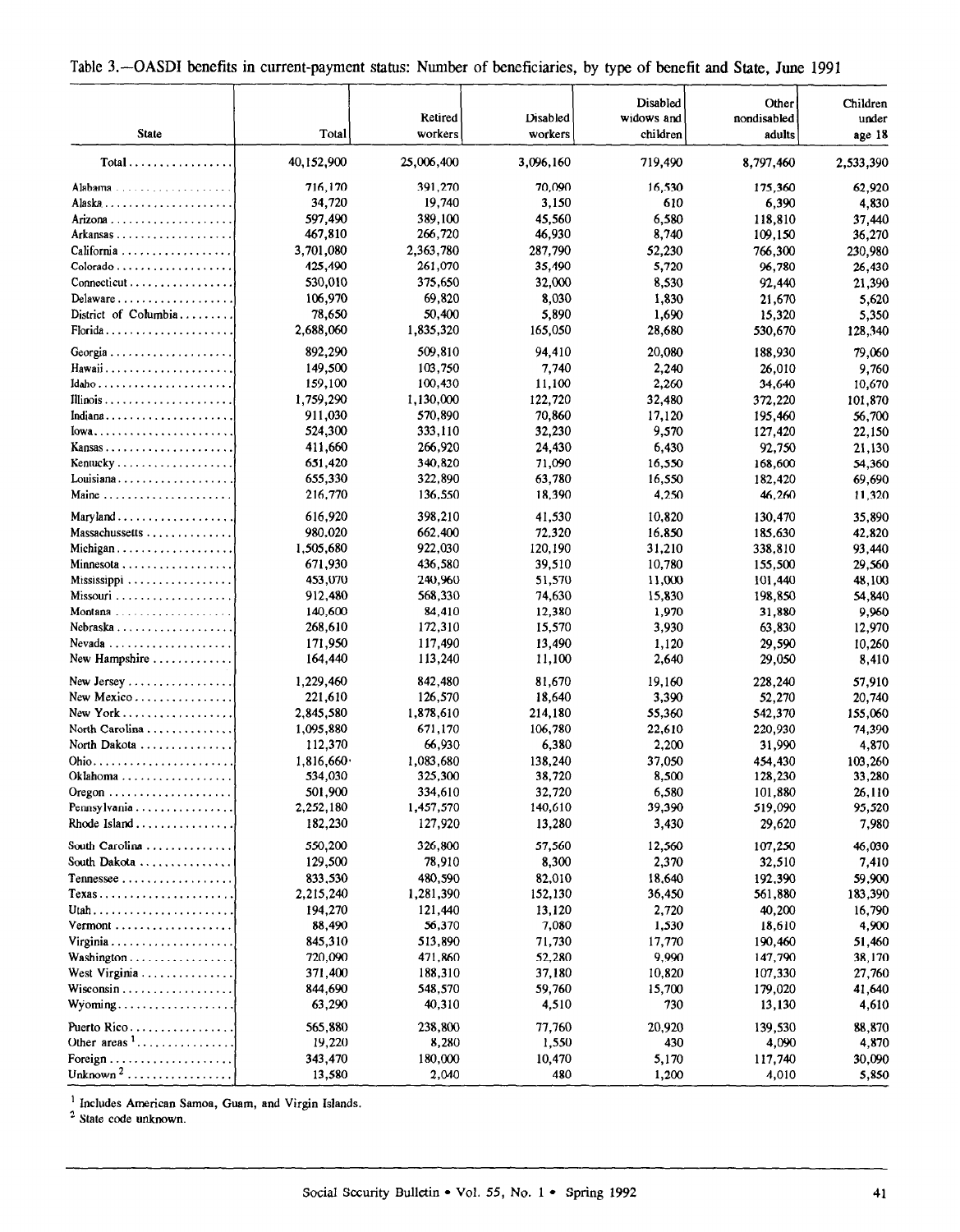Table 3.—OASDI benefits in current-payment status: Number of beneficiaries, by type of benefit and State, June 1991

| State | Total | Retired workers | Disabled workers | Disabled widows and children | Other nondisabled adults | Children under age 18 |
|---|---|---|---|---|---|---|
| Total | 40,152,900 | 25,006,400 | 3,096,160 | 719,490 | 8,797,460 | 2,533,390 |
| Alabama | 716,170 | 391,270 | 70,090 | 16,530 | 175,360 | 62,920 |
| Alaska | 34,720 | 19,740 | 3,150 | 610 | 6,390 | 4,830 |
| Arizona | 597,490 | 389,100 | 45,560 | 6,580 | 118,810 | 37,440 |
| Arkansas | 467,810 | 266,720 | 46,930 | 8,740 | 109,150 | 36,270 |
| California | 3,701,080 | 2,363,780 | 287,790 | 52,230 | 766,300 | 230,980 |
| Colorado | 425,490 | 261,070 | 35,490 | 5,720 | 96,780 | 26,430 |
| Connecticut | 530,010 | 375,650 | 32,000 | 8,530 | 92,440 | 21,390 |
| Delaware | 106,970 | 69,820 | 8,030 | 1,830 | 21,670 | 5,620 |
| District of Columbia | 78,650 | 50,400 | 5,890 | 1,690 | 15,320 | 5,350 |
| Florida | 2,688,060 | 1,835,320 | 165,050 | 28,680 | 530,670 | 128,340 |
| Georgia | 892,290 | 509,810 | 94,410 | 20,080 | 188,930 | 79,060 |
| Hawaii | 149,500 | 103,750 | 7,740 | 2,240 | 26,010 | 9,760 |
| Idaho | 159,100 | 100,430 | 11,100 | 2,260 | 34,640 | 10,670 |
| Illinois | 1,759,290 | 1,130,000 | 122,720 | 32,480 | 372,220 | 101,870 |
| Indiana | 911,030 | 570,890 | 70,860 | 17,120 | 195,460 | 56,700 |
| Iowa | 524,300 | 333,110 | 32,230 | 9,570 | 127,420 | 22,150 |
| Kansas | 411,660 | 266,920 | 24,430 | 6,430 | 92,750 | 21,130 |
| Kentucky | 651,420 | 340,820 | 71,090 | 16,550 | 168,600 | 54,360 |
| Louisiana | 655,330 | 322,890 | 63,780 | 16,550 | 182,420 | 69,690 |
| Maine | 216,770 | 136,550 | 18,390 | 4,250 | 46,260 | 11,320 |
| Maryland | 616,920 | 398,210 | 41,530 | 10,820 | 130,470 | 35,890 |
| Massachussetts | 980,020 | 662,400 | 72,320 | 16,850 | 185,630 | 42,820 |
| Michigan | 1,505,680 | 922,030 | 120,190 | 31,210 | 338,810 | 93,440 |
| Minnesota | 671,930 | 436,580 | 39,510 | 10,780 | 155,500 | 29,560 |
| Mississippi | 453,070 | 240,960 | 51,570 | 11,000 | 101,440 | 48,100 |
| Missouri | 912,480 | 568,330 | 74,630 | 15,830 | 198,850 | 54,840 |
| Montana | 140,600 | 84,410 | 12,380 | 1,970 | 31,880 | 9,960 |
| Nebraska | 268,610 | 172,310 | 15,570 | 3,930 | 63,830 | 12,970 |
| Nevada | 171,950 | 117,490 | 13,490 | 1,120 | 29,590 | 10,260 |
| New Hampshire | 164,440 | 113,240 | 11,100 | 2,640 | 29,050 | 8,410 |
| New Jersey | 1,229,460 | 842,480 | 81,670 | 19,160 | 228,240 | 57,910 |
| New Mexico | 221,610 | 126,570 | 18,640 | 3,390 | 52,270 | 20,740 |
| New York | 2,845,580 | 1,878,610 | 214,180 | 55,360 | 542,370 | 155,060 |
| North Carolina | 1,095,880 | 671,170 | 106,780 | 22,610 | 220,930 | 74,390 |
| North Dakota | 112,370 | 66,930 | 6,380 | 2,200 | 31,990 | 4,870 |
| Ohio | 1,816,660 | 1,083,680 | 138,240 | 37,050 | 454,430 | 103,260 |
| Oklahoma | 534,030 | 325,300 | 38,720 | 8,500 | 128,230 | 33,280 |
| Oregon | 501,900 | 334,610 | 32,720 | 6,580 | 101,880 | 26,110 |
| Pennsylvania | 2,252,180 | 1,457,570 | 140,610 | 39,390 | 519,090 | 95,520 |
| Rhode Island | 182,230 | 127,920 | 13,280 | 3,430 | 29,620 | 7,980 |
| South Carolina | 550,200 | 326,800 | 57,560 | 12,560 | 107,250 | 46,030 |
| South Dakota | 129,500 | 78,910 | 8,300 | 2,370 | 32,510 | 7,410 |
| Tennessee | 833,530 | 480,590 | 82,010 | 18,640 | 192,390 | 59,900 |
| Texas | 2,215,240 | 1,281,390 | 152,130 | 36,450 | 561,880 | 183,390 |
| Utah | 194,270 | 121,440 | 13,120 | 2,720 | 40,200 | 16,790 |
| Vermont | 88,490 | 56,370 | 7,080 | 1,530 | 18,610 | 4,900 |
| Virginia | 845,310 | 513,890 | 71,730 | 17,770 | 190,460 | 51,460 |
| Washington | 720,090 | 471,860 | 52,280 | 9,990 | 147,790 | 38,170 |
| West Virginia | 371,400 | 188,310 | 37,180 | 10,820 | 107,330 | 27,760 |
| Wisconsin | 844,690 | 548,570 | 59,760 | 15,700 | 179,020 | 41,640 |
| Wyoming | 63,290 | 40,310 | 4,510 | 730 | 13,130 | 4,610 |
| Puerto Rico | 565,880 | 238,800 | 77,760 | 20,920 | 139,530 | 88,870 |
| Other areas [1] | 19,220 | 8,280 | 1,550 | 430 | 4,090 | 4,870 |
| Foreign | 343,470 | 180,000 | 10,470 | 5,170 | 117,740 | 30,090 |
| Unknown [2] | 13,580 | 2,040 | 480 | 1,200 | 4,010 | 5,850 |

[1] Includes American Samoa, Guam, and Virgin Islands.

[2] State code unknown.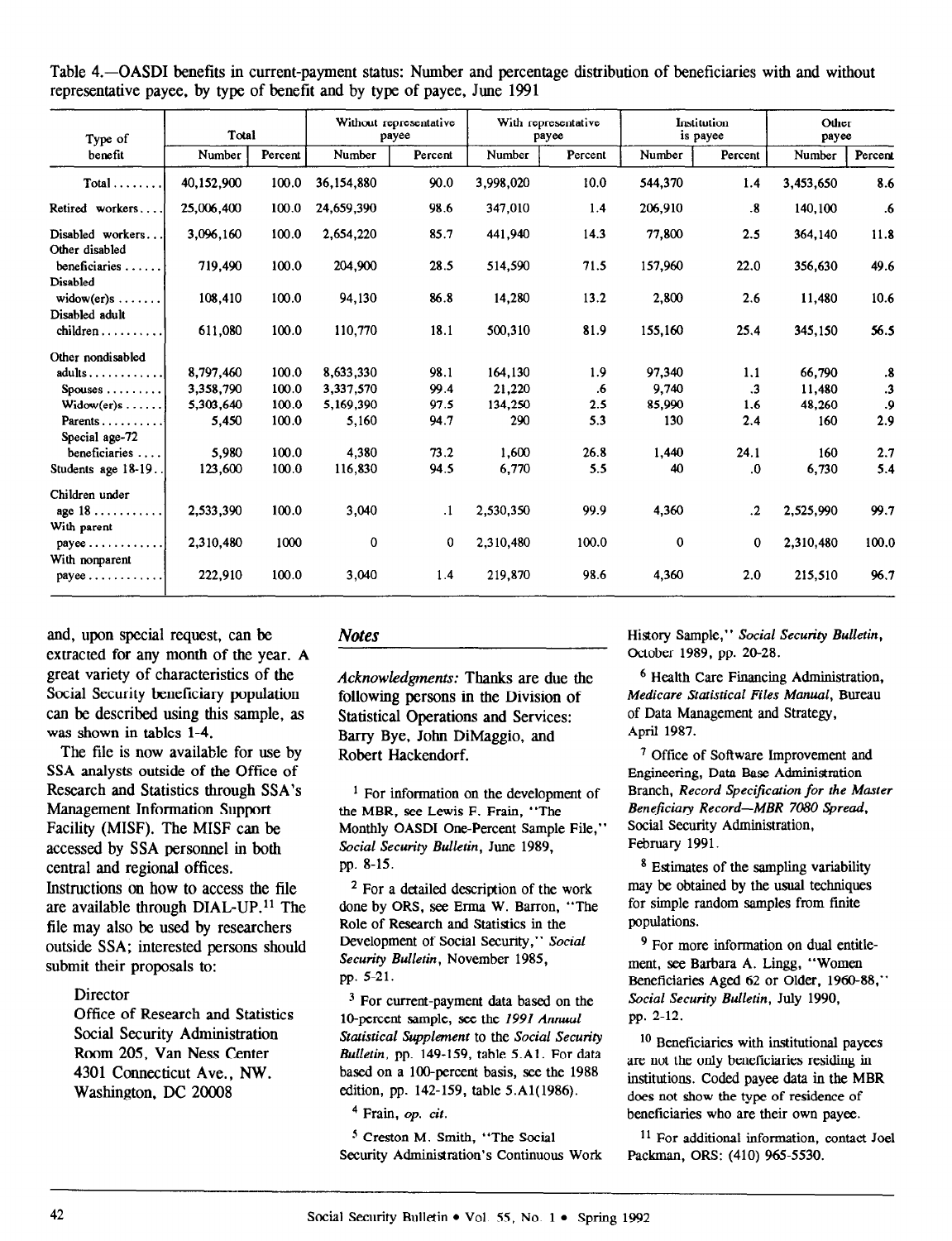Table 4.—OASDI benefits in current-payment status: Number and percentage distribution of beneficiaries with and without representative payee, by type of benefit and by type of payee, June 1991

| Type of benefit | Total | | Without representative payee | | With representative payee | | Institution is payee | | Other payee | |
|---|---|---|---|---|---|---|---|---|---|---|
| | Number | Percent | Number | Percent | Number | Percent | Number | Percent | Number | Percent |
| Total | 40,152,900 | 100.0 | 36,154,880 | 90.0 | 3,998,020 | 10.0 | 544,370 | 1.4 | 3,453,650 | 8.6 |
| Retired workers | 25,006,400 | 100.0 | 24,659,390 | 98.6 | 347,010 | 1.4 | 206,910 | .8 | 140,100 | .6 |
| Disabled workers | 3,096,160 | 100.0 | 2,654,220 | 85.7 | 441,940 | 14.3 | 77,800 | 2.5 | 364,140 | 11.8 |
| Other disabled beneficiaries | 719,490 | 100.0 | 204,900 | 28.5 | 514,590 | 71.5 | 157,960 | 22.0 | 356,630 | 49.6 |
| Disabled widow(er)s | 108,410 | 100.0 | 94,130 | 86.8 | 14,280 | 13.2 | 2,800 | 2.6 | 11,480 | 10.6 |
| Disabled adult children | 611,080 | 100.0 | 110,770 | 18.1 | 500,310 | 81.9 | 155,160 | 25.4 | 345,150 | 56.5 |
| Other nondisabled adults | 8,797,460 | 100.0 | 8,633,330 | 98.1 | 164,130 | 1.9 | 97,340 | 1.1 | 66,790 | .8 |
| Spouses | 3,358,790 | 100.0 | 3,337,570 | 99.4 | 21,220 | .6 | 9,740 | .3 | 11,480 | .3 |
| Widow(er)s | 5,303,640 | 100.0 | 5,169,390 | 97.5 | 134,250 | 2.5 | 85,990 | 1.6 | 48,260 | .9 |
| Parents | 5,450 | 100.0 | 5,160 | 94.7 | 290 | 5.3 | 130 | 2.4 | 160 | 2.9 |
| Special age-72 beneficiaries | 5,980 | 100.0 | 4,380 | 73.2 | 1,600 | 26.8 | 1,440 | 24.1 | 160 | 2.7 |
| Students age 18-19 | 123,600 | 100.0 | 116,830 | 94.5 | 6,770 | 5.5 | 40 | .0 | 6,730 | 5.4 |
| Children under age 18 | 2,533,390 | 100.0 | 3,040 | .1 | 2,530,350 | 99.9 | 4,360 | .2 | 2,525,990 | 99.7 |
| With parent payee | 2,310,480 | 1000 | 0 | 0 | 2,310,480 | 100.0 | 0 | 0 | 2,310,480 | 100.0 |
| With nonparent payee | 222,910 | 100.0 | 3,040 | 1.4 | 219,870 | 98.6 | 4,360 | 2.0 | 215,510 | 96.7 |

and, upon special request, can be extracted for any month of the year. A great variety of characteristics of the Social Security beneficiary population can be described using this sample, as was shown in tables 1-4.

The file is now available for use by SSA analysts outside of the Office of Research and Statistics through SSA's Management Information Support Facility (MISF). The MISF can be accessed by SSA personnel in both central and regional offices. Instructions on how to access the file are available through DIAL-UP.[11] The file may also be used by researchers outside SSA; interested persons should submit their proposals to:

Director
Office of Research and Statistics
Social Security Administration
Room 205, Van Ness Center
4301 Connecticut Ave., NW.
Washington, DC 20008

## Notes

*Acknowledgments:* Thanks are due the following persons in the Division of Statistical Operations and Services: Barry Bye, John DiMaggio, and Robert Hackendorf.

[1] For information on the development of the MBR, see Lewis F. Frain, "The Monthly OASDI One-Percent Sample File," *Social Security Bulletin*, June 1989, pp. 8-15.

[2] For a detailed description of the work done by ORS, see Erma W. Barron, "The Role of Research and Statistics in the Development of Social Security," *Social Security Bulletin*, November 1985, pp. 5-21.

[3] For current-payment data based on the 10-percent sample, see the *1991 Annual Statistical Supplement* to the *Social Security Bulletin*, pp. 149-159, table 5.A1. For data based on a 100-percent basis, see the 1988 edition, pp. 142-159, table 5.A1(1986).

[4] Frain, *op. cit.*

[5] Creston M. Smith, "The Social Security Administration's Continuous Work History Sample," *Social Security Bulletin*, October 1989, pp. 20-28.

[6] Health Care Financing Administration, *Medicare Statistical Files Manual*, Bureau of Data Management and Strategy, April 1987.

[7] Office of Software Improvement and Engineering, Data Base Administration Branch, *Record Specification for the Master Beneficiary Record—MBR 7080 Spread*, Social Security Administration, February 1991.

[8] Estimates of the sampling variability may be obtained by the usual techniques for simple random samples from finite populations.

[9] For more information on dual entitlement, see Barbara A. Lingg, "Women Beneficiaries Aged 62 or Older, 1960-88," *Social Security Bulletin*, July 1990, pp. 2-12.

[10] Beneficiaries with institutional payees are not the only beneficiaries residing in institutions. Coded payee data in the MBR does not show the type of residence of beneficiaries who are their own payee.

[11] For additional information, contact Joel Packman, ORS: (410) 965-5530.